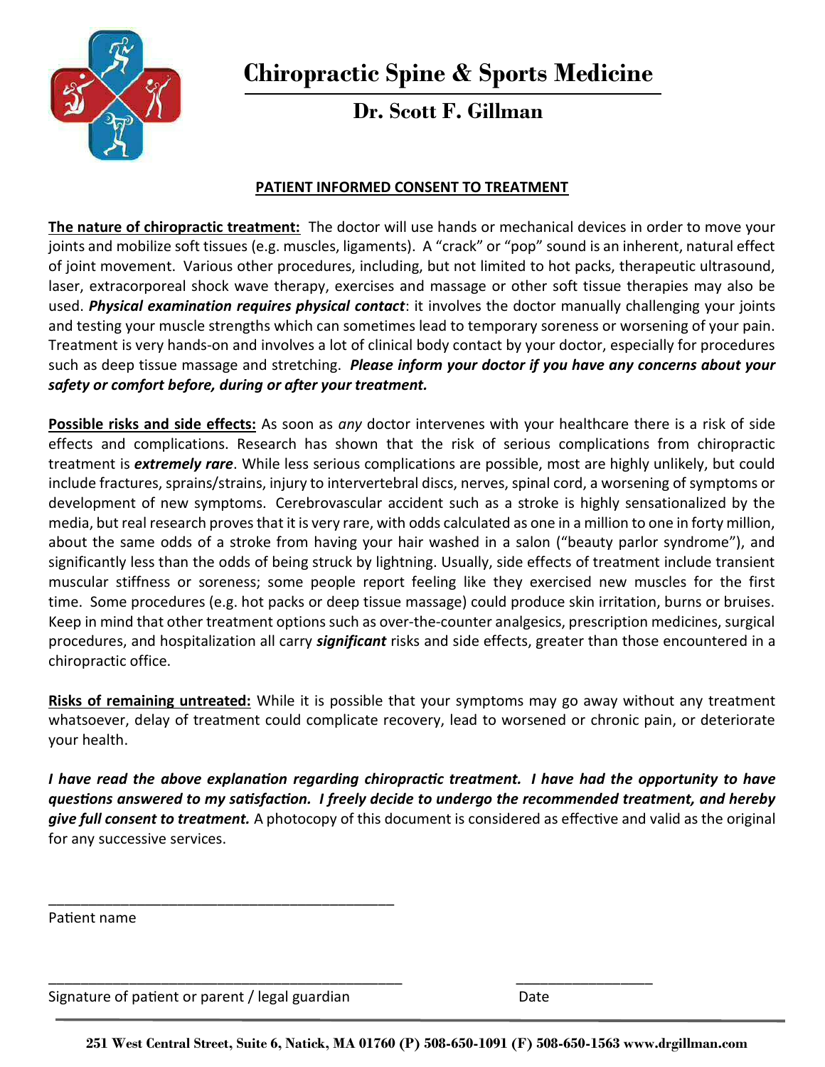# Chiropractic Spine & Sports Medicine

## Dr. Scott F. Gillman

### PATIENT INFORMED CONSENT TO TREATMENT

**The nature of chiropractic treatment:** The doctor will use hands or mechanical devices in order to move your joints and mobilize soft tissues (e.g. muscles, ligaments). A "crack" or "pop" sound is an inherent, natural effect of joint movement. Various other procedures, including, but not limited to hot packs, therapeutic ultrasound, laser, extracorporeal shock wave therapy, exercises and massage or other soft tissue therapies may also be used. ***Physical examination requires physical contact***: it involves the doctor manually challenging your joints and testing your muscle strengths which can sometimes lead to temporary soreness or worsening of your pain. Treatment is very hands-on and involves a lot of clinical body contact by your doctor, especially for procedures such as deep tissue massage and stretching. ***Please inform your doctor if you have any concerns about your safety or comfort before, during or after your treatment.***

**Possible risks and side effects:** As soon as *any* doctor intervenes with your healthcare there is a risk of side effects and complications. Research has shown that the risk of serious complications from chiropractic treatment is ***extremely rare***. While less serious complications are possible, most are highly unlikely, but could include fractures, sprains/strains, injury to intervertebral discs, nerves, spinal cord, a worsening of symptoms or development of new symptoms. Cerebrovascular accident such as a stroke is highly sensationalized by the media, but real research proves that it is very rare, with odds calculated as one in a million to one in forty million, about the same odds of a stroke from having your hair washed in a salon ("beauty parlor syndrome"), and significantly less than the odds of being struck by lightning. Usually, side effects of treatment include transient muscular stiffness or soreness; some people report feeling like they exercised new muscles for the first time. Some procedures (e.g. hot packs or deep tissue massage) could produce skin irritation, burns or bruises. Keep in mind that other treatment options such as over-the-counter analgesics, prescription medicines, surgical procedures, and hospitalization all carry ***significant*** risks and side effects, greater than those encountered in a chiropractic office.

**Risks of remaining untreated:** While it is possible that your symptoms may go away without any treatment whatsoever, delay of treatment could complicate recovery, lead to worsened or chronic pain, or deteriorate your health.

***I have read the above explanation regarding chiropractic treatment. I have had the opportunity to have questions answered to my satisfaction. I freely decide to undergo the recommended treatment, and hereby give full consent to treatment.*** A photocopy of this document is considered as effective and valid as the original for any successive services.

\_\_\_\_\_\_\_\_\_\_\_\_\_\_\_\_\_\_\_\_\_\_\_\_\_\_\_\_\_\_\_\_\_\_\_\_\_\_\_\_\_\_

Patient name

\_\_\_\_\_\_\_\_\_\_\_\_\_\_\_\_\_\_\_\_\_\_\_\_\_\_\_\_\_\_\_\_\_\_\_\_\_\_\_\_\_\_ \_\_\_\_\_\_\_\_\_\_\_\_\_\_\_\_

Signature of patient or parent / legal guardian Date

**251 West Central Street, Suite 6, Natick, MA 01760 (P) 508-650-1091 (F) 508-650-1563 www.drgillman.com**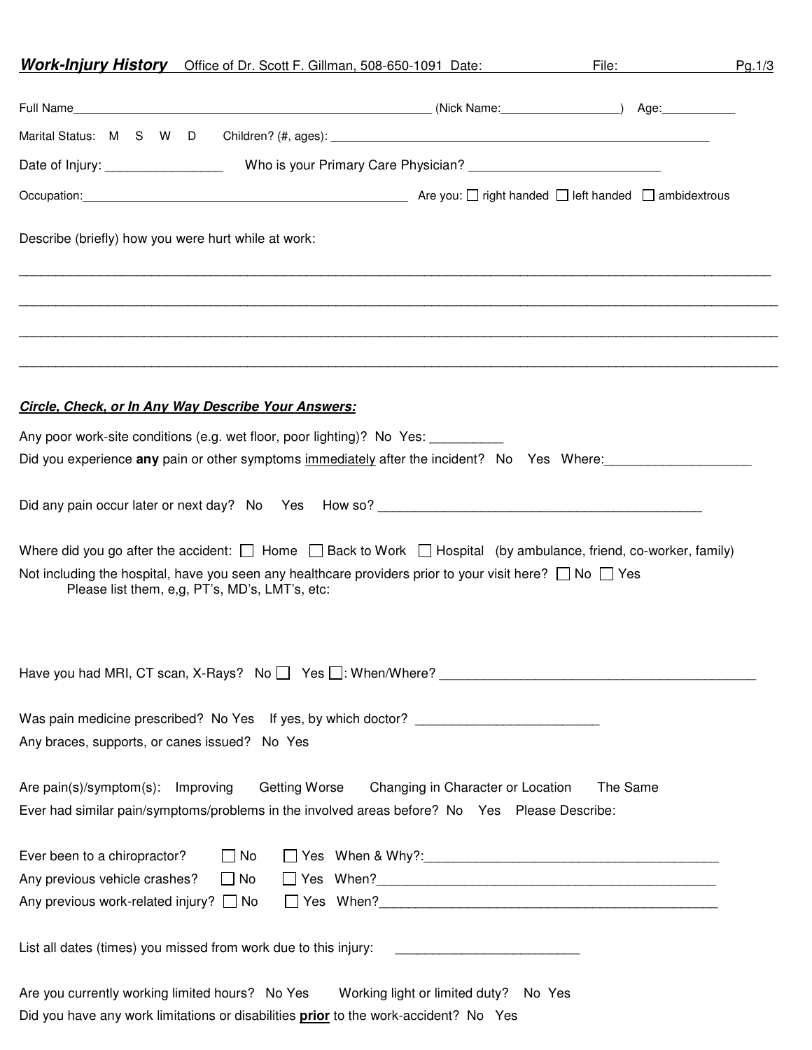## ***Work-Injury History*** Office of Dr. Scott F. Gillman, 508-650-1091 Date: File: Pg.1/3

Full Name_______________________________________________________ (Nick Name:__________________) Age:___________

Marital Status: M S W D Children? (#, ages): ____________________________________________________________

Date of Injury: ________________ Who is your Primary Care Physician? ___________________________

Occupation:__________________________________________________ Are you: ☐ right handed ☐ left handed ☐ ambidextrous

Describe (briefly) how you were hurt while at work:

_____________________________________________________________________________________________

_____________________________________________________________________________________________

_____________________________________________________________________________________________

_____________________________________________________________________________________________

***Circle, Check, or In Any Way Describe Your Answers:***

Any poor work-site conditions (e.g. wet floor, poor lighting)? No Yes: __________

Did you experience **any** pain or other symptoms <u>immediately</u> after the incident? No Yes Where:____________________

Did any pain occur later or next day? No Yes How so? _______________________________________________

Where did you go after the accident: ☐ Home ☐ Back to Work ☐ Hospital (by ambulance, friend, co-worker, family)

Not including the hospital, have you seen any healthcare providers prior to your visit here? ☐ No ☐ Yes
Please list them, e,g, PT's, MD's, LMT's, etc:

Have you had MRI, CT scan, X-Rays? No ☐ Yes ☐: When/Where? _____________________________________________

Was pain medicine prescribed? No Yes If yes, by which doctor? _________________________

Any braces, supports, or canes issued? No Yes

Are pain(s)/symptom(s): Improving Getting Worse Changing in Character or Location The Same

Ever had similar pain/symptoms/problems in the involved areas before? No Yes Please Describe:

Ever been to a chiropractor? ☐ No ☐ Yes When & Why?:__________________________________________

Any previous vehicle crashes? ☐ No ☐ Yes When?_______________________________________________

Any previous work-related injury? ☐ No ☐ Yes When?_______________________________________________

List all dates (times) you missed from work due to this injury: _________________________

Are you currently working limited hours? No Yes Working light or limited duty? No Yes

Did you have any work limitations or disabilities **<u>prior</u>** to the work-accident? No Yes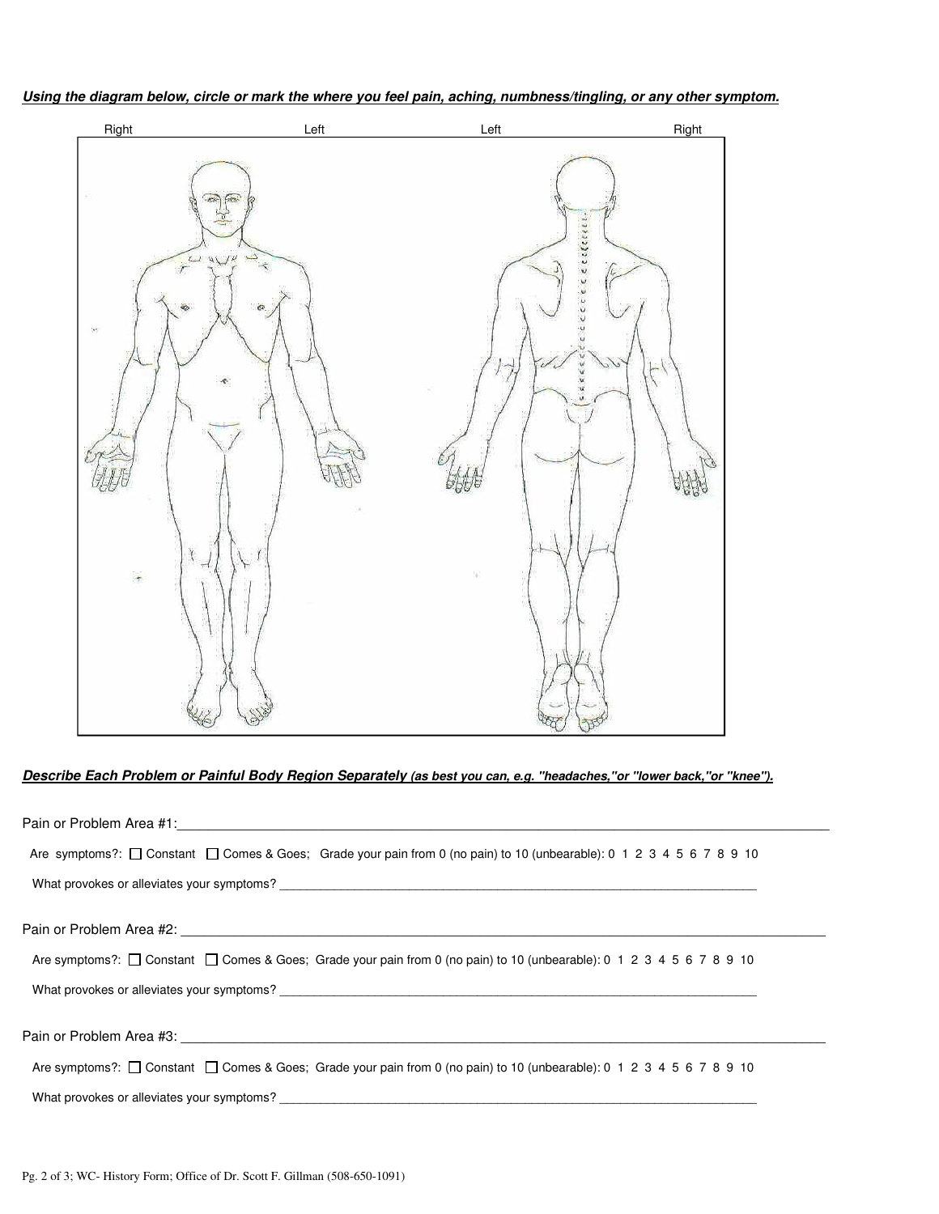***Using the diagram below, circle or mark the where you feel pain, aching, numbness/tingling, or any other symptom.***

Right Left Left Right

***Describe Each Problem or Painful Body Region Separately** (as best you can, e.g. "headaches,"or "lower back,"or "knee").*

Pain or Problem Area #1: ____________________________________________________________

Are symptoms?: ☐ Constant ☐ Comes & Goes; Grade your pain from 0 (no pain) to 10 (unbearable): 0 1 2 3 4 5 6 7 8 9 10

What provokes or alleviates your symptoms? ____________________________________________________________

Pain or Problem Area #2: ____________________________________________________________

Are symptoms?: ☐ Constant ☐ Comes & Goes; Grade your pain from 0 (no pain) to 10 (unbearable): 0 1 2 3 4 5 6 7 8 9 10

What provokes or alleviates your symptoms? ____________________________________________________________

Pain or Problem Area #3: ____________________________________________________________

Are symptoms?: ☐ Constant ☐ Comes & Goes; Grade your pain from 0 (no pain) to 10 (unbearable): 0 1 2 3 4 5 6 7 8 9 10

What provokes or alleviates your symptoms? ____________________________________________________________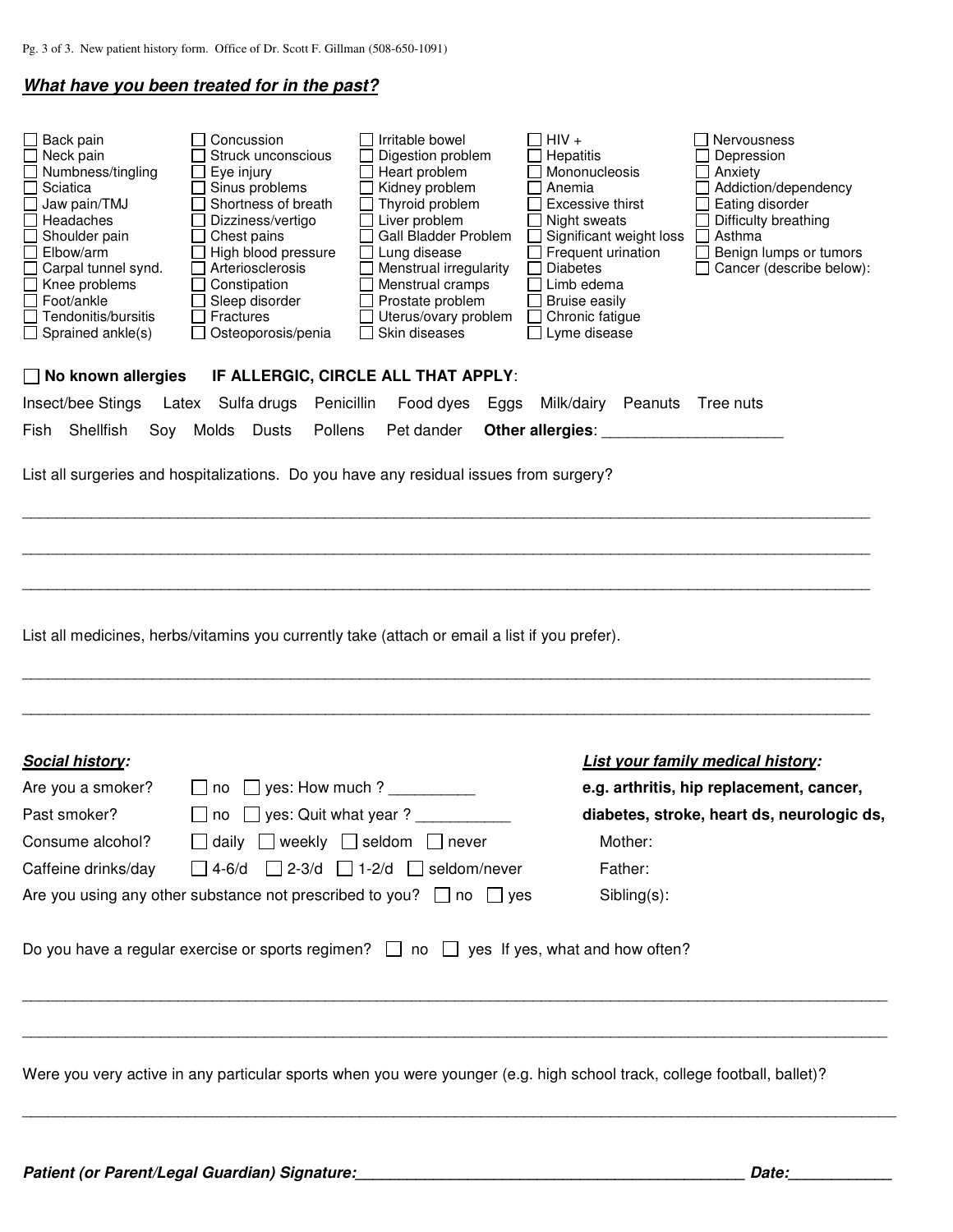Pg. 3 of 3. New patient history form. Office of Dr. Scott F. Gillman (508-650-1091)

***What have you been treated for in the past?***

| | | | | |
|---|---|---|---|---|
| ☐ Back pain | ☐ Concussion | ☐ Irritable bowel | ☐ HIV + | ☐ Nervousness |
| ☐ Neck pain | ☐ Struck unconscious | ☐ Digestion problem | ☐ Hepatitis | ☐ Depression |
| ☐ Numbness/tingling | ☐ Eye injury | ☐ Heart problem | ☐ Mononucleosis | ☐ Anxiety |
| ☐ Sciatica | ☐ Sinus problems | ☐ Kidney problem | ☐ Anemia | ☐ Addiction/dependency |
| ☐ Jaw pain/TMJ | ☐ Shortness of breath | ☐ Thyroid problem | ☐ Excessive thirst | ☐ Eating disorder |
| ☐ Headaches | ☐ Dizziness/vertigo | ☐ Liver problem | ☐ Night sweats | ☐ Difficulty breathing |
| ☐ Shoulder pain | ☐ Chest pains | ☐ Gall Bladder Problem | ☐ Significant weight loss | ☐ Asthma |
| ☐ Elbow/arm | ☐ High blood pressure | ☐ Lung disease | ☐ Frequent urination | ☐ Benign lumps or tumors |
| ☐ Carpal tunnel synd. | ☐ Arteriosclerosis | ☐ Menstrual irregularity | ☐ Diabetes | ☐ Cancer (describe below): |
| ☐ Knee problems | ☐ Constipation | ☐ Menstrual cramps | ☐ Limb edema | |
| ☐ Foot/ankle | ☐ Sleep disorder | ☐ Prostate problem | ☐ Bruise easily | |
| ☐ Tendonitis/bursitis | ☐ Fractures | ☐ Uterus/ovary problem | ☐ Chronic fatigue | |
| ☐ Sprained ankle(s) | ☐ Osteoporosis/penia | ☐ Skin diseases | ☐ Lyme disease | |

☐ **No known allergies** **IF ALLERGIC, CIRCLE ALL THAT APPLY**:

Insect/bee Stings Latex Sulfa drugs Penicillin Food dyes Eggs Milk/dairy Peanuts Tree nuts

Fish Shellfish Soy Molds Dusts Pollens Pet dander **Other allergies**: ____________________

List all surgeries and hospitalizations. Do you have any residual issues from surgery?

______________________________________________________________________________

______________________________________________________________________________

______________________________________________________________________________

List all medicines, herbs/vitamins you currently take (attach or email a list if you prefer).

______________________________________________________________________________

______________________________________________________________________________

***Social history:***

Are you a smoker? ☐ no ☐ yes: How much ? __________

Past smoker? ☐ no ☐ yes: Quit what year ? ___________

Consume alcohol? ☐ daily ☐ weekly ☐ seldom ☐ never

Caffeine drinks/day ☐ 4-6/d ☐ 2-3/d ☐ 1-2/d ☐ seldom/never

Are you using any other substance not prescribed to you? ☐ no ☐ yes

***List your family medical history:***

**e.g. arthritis, hip replacement, cancer, diabetes, stroke, heart ds, neurologic ds,**

Mother:

Father:

Sibling(s):

Do you have a regular exercise or sports regimen? ☐ no ☐ yes If yes, what and how often?

______________________________________________________________________________

______________________________________________________________________________

Were you very active in any particular sports when you were younger (e.g. high school track, college football, ballet)?

______________________________________________________________________________

***Patient (or Parent/Legal Guardian) Signature:___________________________________________ Date:____________***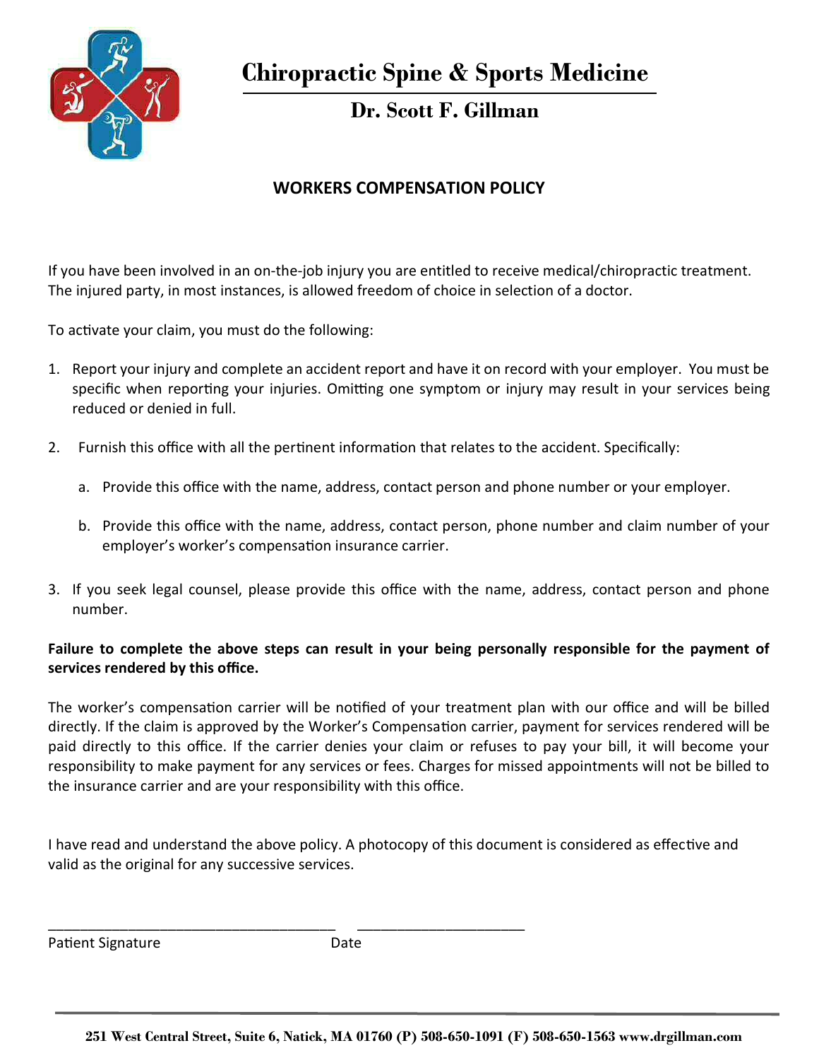# Chiropractic Spine & Sports Medicine

## Dr. Scott F. Gillman

### WORKERS COMPENSATION POLICY

If you have been involved in an on-the-job injury you are entitled to receive medical/chiropractic treatment. The injured party, in most instances, is allowed freedom of choice in selection of a doctor.

To activate your claim, you must do the following:

1. Report your injury and complete an accident report and have it on record with your employer. You must be specific when reporting your injuries. Omitting one symptom or injury may result in your services being reduced or denied in full.
2. Furnish this office with all the pertinent information that relates to the accident. Specifically:
   a. Provide this office with the name, address, contact person and phone number or your employer.
   b. Provide this office with the name, address, contact person, phone number and claim number of your employer's worker's compensation insurance carrier.
3. If you seek legal counsel, please provide this office with the name, address, contact person and phone number.

**Failure to complete the above steps can result in your being personally responsible for the payment of services rendered by this office.**

The worker's compensation carrier will be notified of your treatment plan with our office and will be billed directly. If the claim is approved by the Worker's Compensation carrier, payment for services rendered will be paid directly to this office. If the carrier denies your claim or refuses to pay your bill, it will become your responsibility to make payment for any services or fees. Charges for missed appointments will not be billed to the insurance carrier and are your responsibility with this office.

I have read and understand the above policy. A photocopy of this document is considered as effective and valid as the original for any successive services.

\_\_\_\_\_\_\_\_\_\_\_\_\_\_\_\_\_\_\_\_\_\_\_\_\_\_\_\_\_\_\_\_\_\_\_\_ \_\_\_\_\_\_\_\_\_\_\_\_\_\_\_\_\_\_\_\_\_

Patient Signature Date

251 West Central Street, Suite 6, Natick, MA 01760 (P) 508-650-1091 (F) 508-650-1563 www.drgillman.com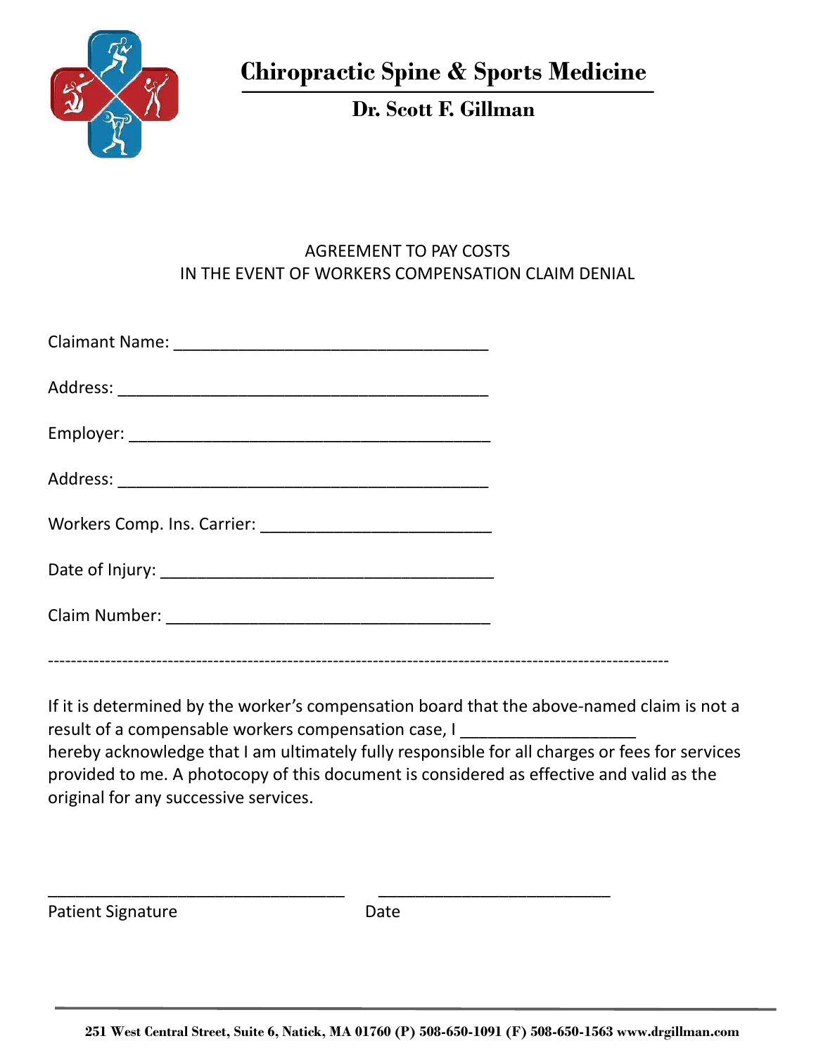# Chiropractic Spine & Sports Medicine

## Dr. Scott F. Gillman

AGREEMENT TO PAY COSTS
IN THE EVENT OF WORKERS COMPENSATION CLAIM DENIAL

Claimant Name: ___________________________________

Address: __________________________________________

Employer: _________________________________________

Address: __________________________________________

Workers Comp. Ins. Carrier: __________________________

Date of Injury: _____________________________________

Claim Number: _____________________________________

-----------------------------------------------------------------------------------------------------------

If it is determined by the worker's compensation board that the above-named claim is not a result of a compensable workers compensation case, I ___________________ hereby acknowledge that I am ultimately fully responsible for all charges or fees for services provided to me. A photocopy of this document is considered as effective and valid as the original for any successive services.

_________________________________ __________________________

Patient Signature Date

251 West Central Street, Suite 6, Natick, MA 01760 (P) 508-650-1091 (F) 508-650-1563 www.drgillman.com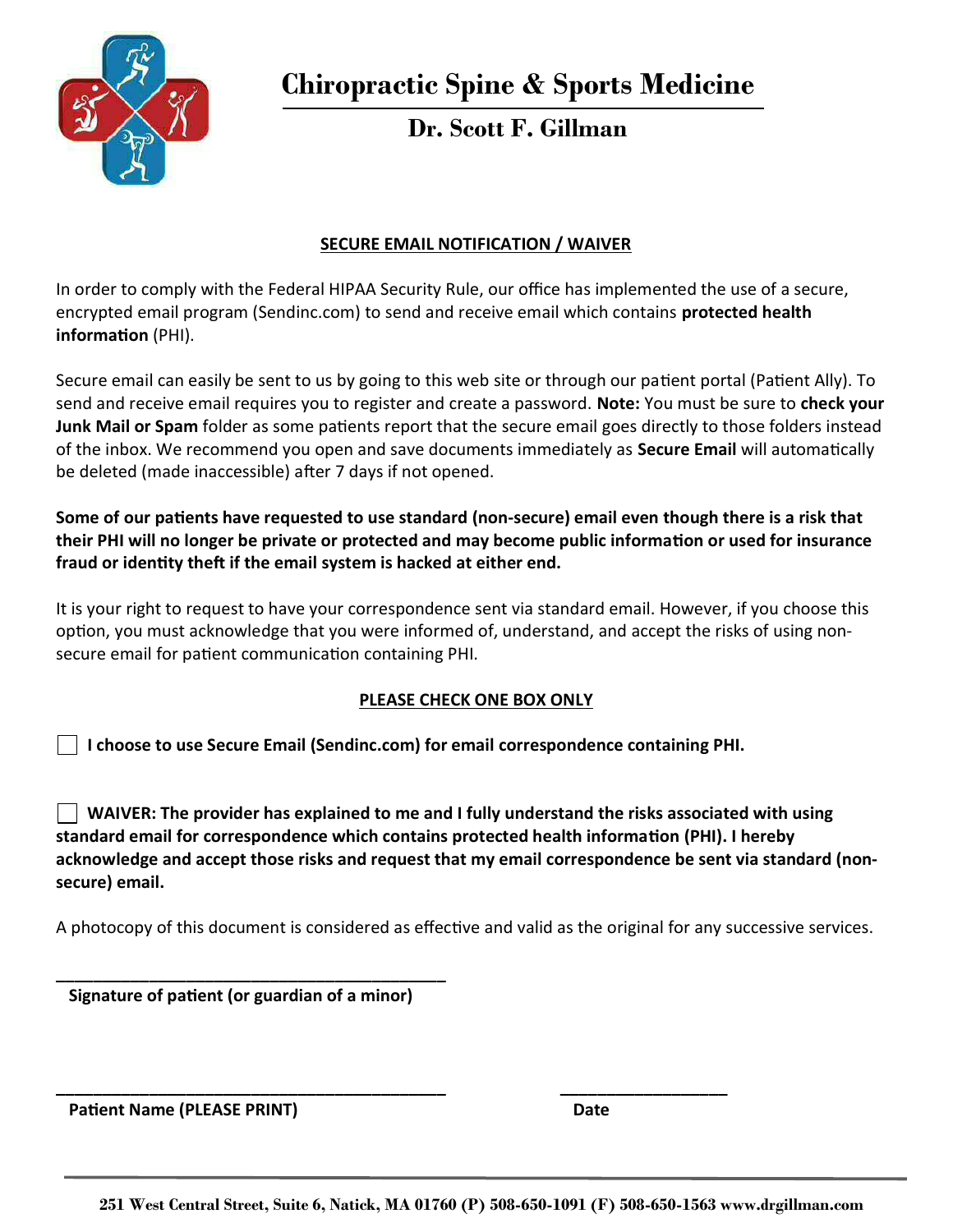# Chiropractic Spine & Sports Medicine

## Dr. Scott F. Gillman

**SECURE EMAIL NOTIFICATION / WAIVER**

In order to comply with the Federal HIPAA Security Rule, our office has implemented the use of a secure, encrypted email program (Sendinc.com) to send and receive email which contains **protected health information** (PHI).

Secure email can easily be sent to us by going to this web site or through our patient portal (Patient Ally). To send and receive email requires you to register and create a password. **Note:** You must be sure to **check your Junk Mail or Spam** folder as some patients report that the secure email goes directly to those folders instead of the inbox. We recommend you open and save documents immediately as **Secure Email** will automatically be deleted (made inaccessible) after 7 days if not opened.

**Some of our patients have requested to use standard (non-secure) email even though there is a risk that their PHI will no longer be private or protected and may become public information or used for insurance fraud or identity theft if the email system is hacked at either end.**

It is your right to request to have your correspondence sent via standard email. However, if you choose this option, you must acknowledge that you were informed of, understand, and accept the risks of using non-secure email for patient communication containing PHI.

**PLEASE CHECK ONE BOX ONLY**

☐ **I choose to use Secure Email (Sendinc.com) for email correspondence containing PHI.**

☐ **WAIVER: The provider has explained to me and I fully understand the risks associated with using standard email for correspondence which contains protected health information (PHI). I hereby acknowledge and accept those risks and request that my email correspondence be sent via standard (non-secure) email.**

A photocopy of this document is considered as effective and valid as the original for any successive services.

\_\_\_\_\_\_\_\_\_\_\_\_\_\_\_\_\_\_\_\_\_\_\_\_\_\_\_\_\_\_\_\_\_\_\_\_\_\_\_\_
**Signature of patient (or guardian of a minor)**

\_\_\_\_\_\_\_\_\_\_\_\_\_\_\_\_\_\_\_\_\_\_\_\_\_\_\_\_\_\_\_\_\_\_\_\_\_\_\_\_ \_\_\_\_\_\_\_\_\_\_\_\_\_\_\_\_\_\_
**Patient Name (PLEASE PRINT)** **Date**

**251 West Central Street, Suite 6, Natick, MA 01760 (P) 508-650-1091 (F) 508-650-1563 www.drgillman.com**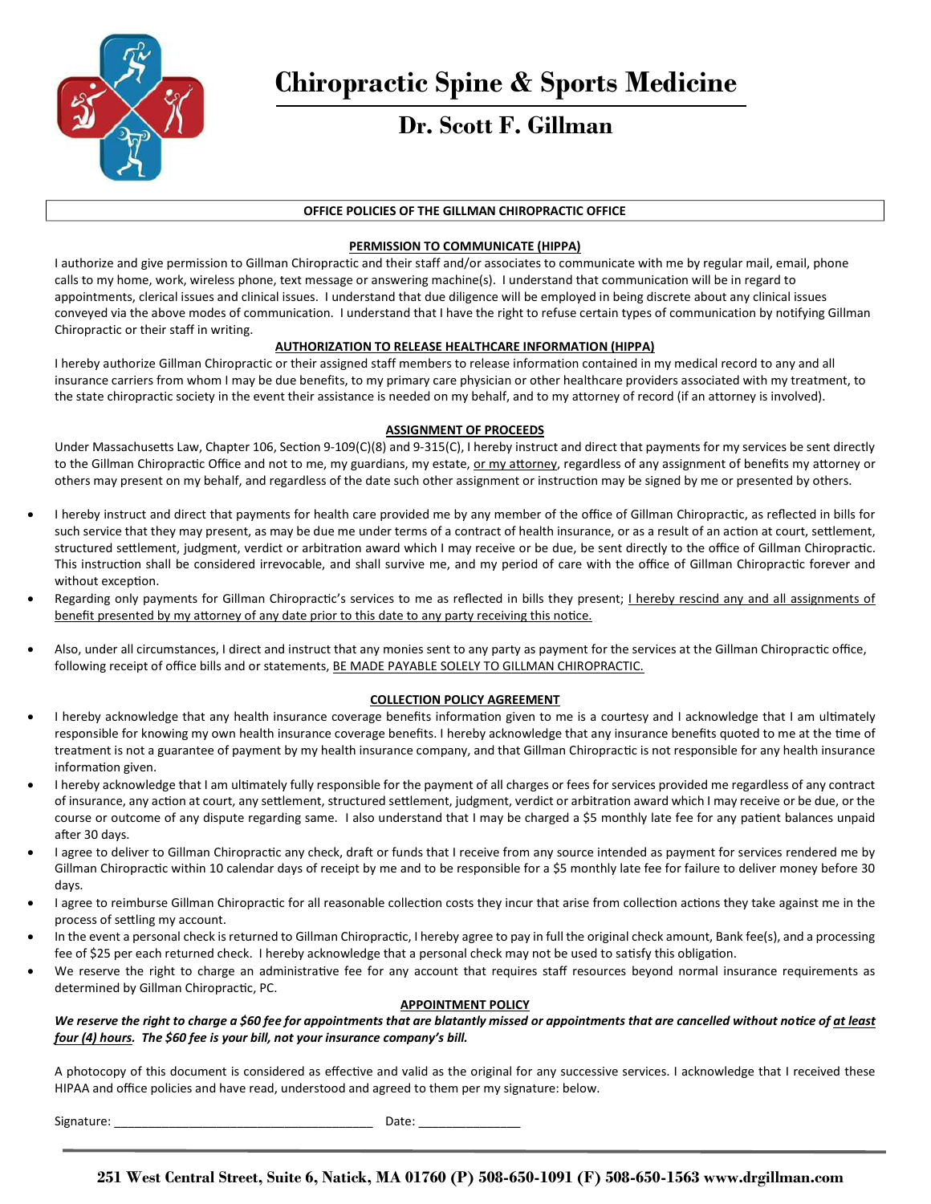# Chiropractic Spine & Sports Medicine

## Dr. Scott F. Gillman

**OFFICE POLICIES OF THE GILLMAN CHIROPRACTIC OFFICE**

**PERMISSION TO COMMUNICATE (HIPPA)**

I authorize and give permission to Gillman Chiropractic and their staff and/or associates to communicate with me by regular mail, email, phone calls to my home, work, wireless phone, text message or answering machine(s). I understand that communication will be in regard to appointments, clerical issues and clinical issues. I understand that due diligence will be employed in being discrete about any clinical issues conveyed via the above modes of communication. I understand that I have the right to refuse certain types of communication by notifying Gillman Chiropractic or their staff in writing.

**AUTHORIZATION TO RELEASE HEALTHCARE INFORMATION (HIPPA)**

I hereby authorize Gillman Chiropractic or their assigned staff members to release information contained in my medical record to any and all insurance carriers from whom I may be due benefits, to my primary care physician or other healthcare providers associated with my treatment, to the state chiropractic society in the event their assistance is needed on my behalf, and to my attorney of record (if an attorney is involved).

**ASSIGNMENT OF PROCEEDS**

Under Massachusetts Law, Chapter 106, Section 9-109(C)(8) and 9-315(C), I hereby instruct and direct that payments for my services be sent directly to the Gillman Chiropractic Office and not to me, my guardians, my estate, or my attorney, regardless of any assignment of benefits my attorney or others may present on my behalf, and regardless of the date such other assignment or instruction may be signed by me or presented by others.

- I hereby instruct and direct that payments for health care provided me by any member of the office of Gillman Chiropractic, as reflected in bills for such service that they may present, as may be due me under terms of a contract of health insurance, or as a result of an action at court, settlement, structured settlement, judgment, verdict or arbitration award which I may receive or be due, be sent directly to the office of Gillman Chiropractic. This instruction shall be considered irrevocable, and shall survive me, and my period of care with the office of Gillman Chiropractic forever and without exception.
- Regarding only payments for Gillman Chiropractic's services to me as reflected in bills they present; I hereby rescind any and all assignments of benefit presented by my attorney of any date prior to this date to any party receiving this notice.
- Also, under all circumstances, I direct and instruct that any monies sent to any party as payment for the services at the Gillman Chiropractic office, following receipt of office bills and or statements, BE MADE PAYABLE SOLELY TO GILLMAN CHIROPRACTIC.

**COLLECTION POLICY AGREEMENT**

- I hereby acknowledge that any health insurance coverage benefits information given to me is a courtesy and I acknowledge that I am ultimately responsible for knowing my own health insurance coverage benefits. I hereby acknowledge that any insurance benefits quoted to me at the time of treatment is not a guarantee of payment by my health insurance company, and that Gillman Chiropractic is not responsible for any health insurance information given.
- I hereby acknowledge that I am ultimately fully responsible for the payment of all charges or fees for services provided me regardless of any contract of insurance, any action at court, any settlement, structured settlement, judgment, verdict or arbitration award which I may receive or be due, or the course or outcome of any dispute regarding same. I also understand that I may be charged a $5 monthly late fee for any patient balances unpaid after 30 days.
- I agree to deliver to Gillman Chiropractic any check, draft or funds that I receive from any source intended as payment for services rendered me by Gillman Chiropractic within 10 calendar days of receipt by me and to be responsible for a $5 monthly late fee for failure to deliver money before 30 days.
- I agree to reimburse Gillman Chiropractic for all reasonable collection costs they incur that arise from collection actions they take against me in the process of settling my account.
- In the event a personal check is returned to Gillman Chiropractic, I hereby agree to pay in full the original check amount, Bank fee(s), and a processing fee of $25 per each returned check. I hereby acknowledge that a personal check may not be used to satisfy this obligation.
- We reserve the right to charge an administrative fee for any account that requires staff resources beyond normal insurance requirements as determined by Gillman Chiropractic, PC.

**APPOINTMENT POLICY**

***We reserve the right to charge a $60 fee for appointments that are blatantly missed or appointments that are cancelled without notice of at least four (4) hours. The $60 fee is your bill, not your insurance company's bill.***

A photocopy of this document is considered as effective and valid as the original for any successive services. I acknowledge that I received these HIPAA and office policies and have read, understood and agreed to them per my signature: below.

Signature: ______________________________________ Date: _______________

**251 West Central Street, Suite 6, Natick, MA 01760 (P) 508-650-1091 (F) 508-650-1563 www.drgillman.com**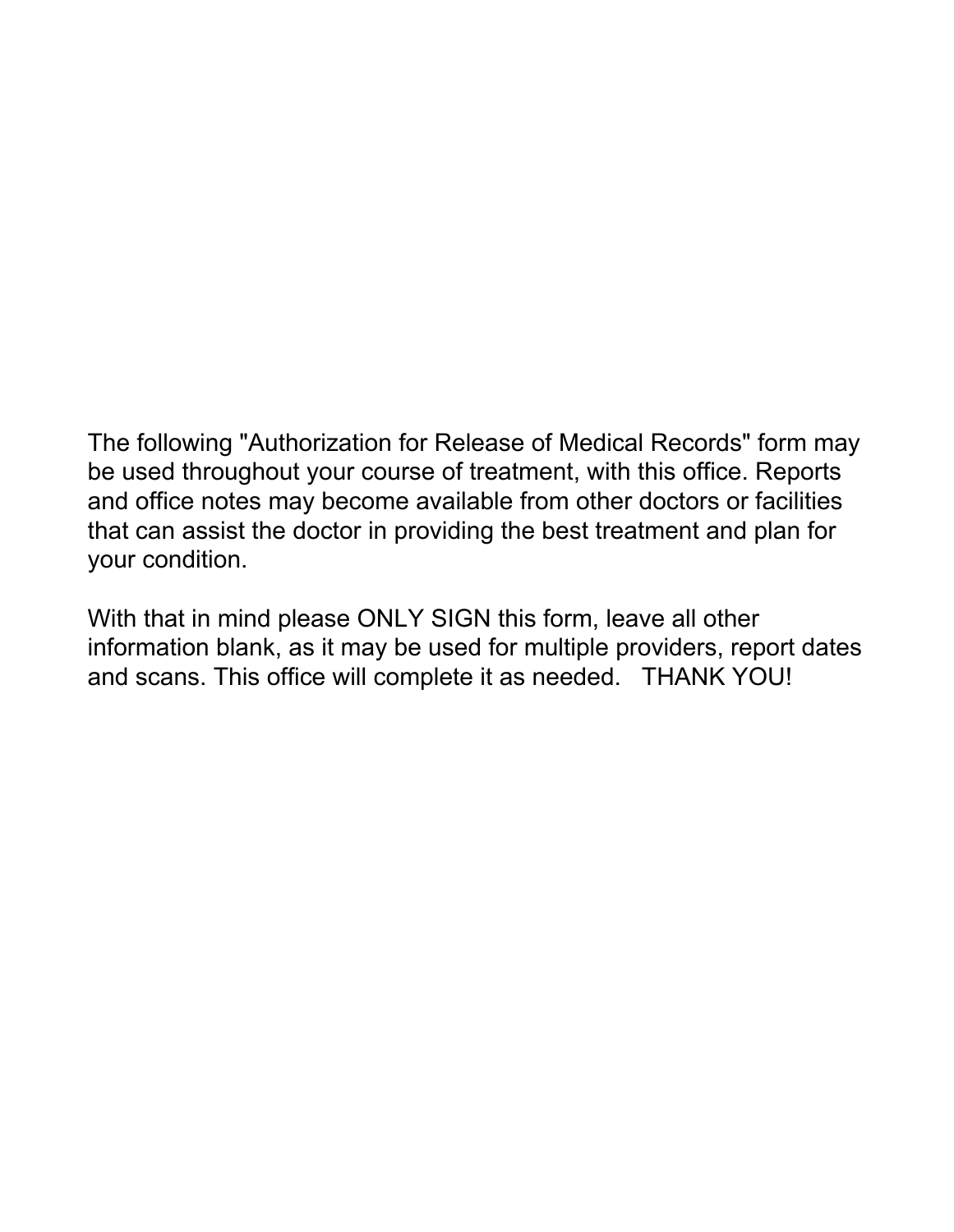The following "Authorization for Release of Medical Records" form may be used throughout your course of treatment, with this office. Reports and office notes may become available from other doctors or facilities that can assist the doctor in providing the best treatment and plan for your condition.

With that in mind please ONLY SIGN this form, leave all other information blank, as it may be used for multiple providers, report dates and scans. This office will complete it as needed.   THANK YOU!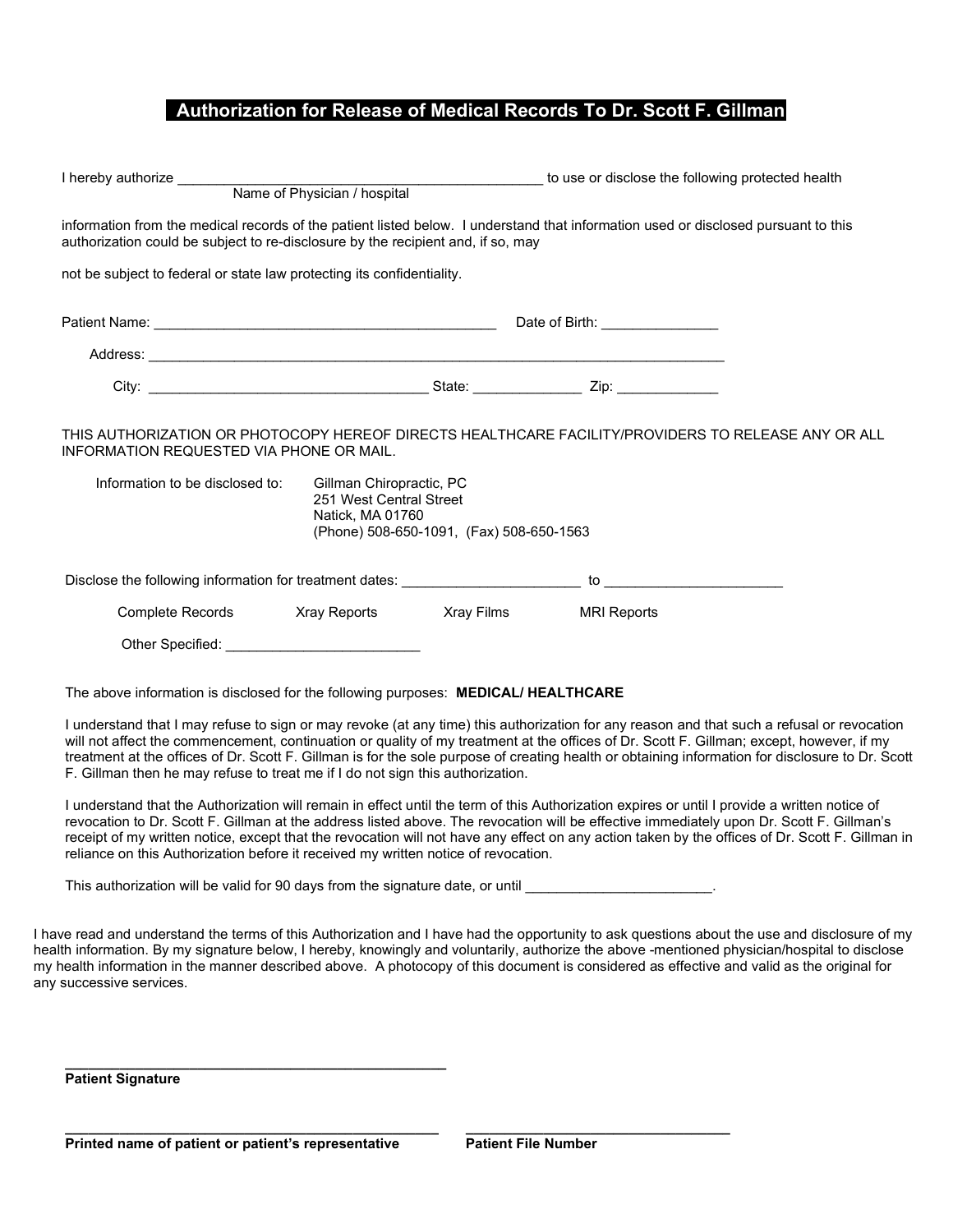# Authorization for Release of Medical Records To Dr. Scott F. Gillman

I hereby authorize ________________________________________________ to use or disclose the following protected health
Name of Physician / hospital

information from the medical records of the patient listed below. I understand that information used or disclosed pursuant to this authorization could be subject to re-disclosure by the recipient and, if so, may

not be subject to federal or state law protecting its confidentiality.

Patient Name: _____________________________________________ Date of Birth: _______________

Address: ____________________________________________________________________________

City: ____________________________________ State: ______________ Zip: _____________

THIS AUTHORIZATION OR PHOTOCOPY HEREOF DIRECTS HEALTHCARE FACILITY/PROVIDERS TO RELEASE ANY OR ALL INFORMATION REQUESTED VIA PHONE OR MAIL.

Information to be disclosed to: Gillman Chiropractic, PC
251 West Central Street
Natick, MA 01760
(Phone) 508-650-1091, (Fax) 508-650-1563

Disclose the following information for treatment dates: _______________________ to _______________________

Complete Records    Xray Reports    Xray Films    MRI Reports

Other Specified: _________________________

The above information is disclosed for the following purposes: **MEDICAL/ HEALTHCARE**

I understand that I may refuse to sign or may revoke (at any time) this authorization for any reason and that such a refusal or revocation will not affect the commencement, continuation or quality of my treatment at the offices of Dr. Scott F. Gillman; except, however, if my treatment at the offices of Dr. Scott F. Gillman is for the sole purpose of creating health or obtaining information for disclosure to Dr. Scott F. Gillman then he may refuse to treat me if I do not sign this authorization.

I understand that the Authorization will remain in effect until the term of this Authorization expires or until I provide a written notice of revocation to Dr. Scott F. Gillman at the address listed above. The revocation will be effective immediately upon Dr. Scott F. Gillman's receipt of my written notice, except that the revocation will not have any effect on any action taken by the offices of Dr. Scott F. Gillman in reliance on this Authorization before it received my written notice of revocation.

This authorization will be valid for 90 days from the signature date, or until ________________________.

I have read and understand the terms of this Authorization and I have had the opportunity to ask questions about the use and disclosure of my health information. By my signature below, I hereby, knowingly and voluntarily, authorize the above -mentioned physician/hospital to disclose my health information in the manner described above. A photocopy of this document is considered as effective and valid as the original for any successive services.

_________________________________________________
**Patient Signature**

_________________________________________________    __________________________________
**Printed name of patient or patient's representative**    **Patient File Number**